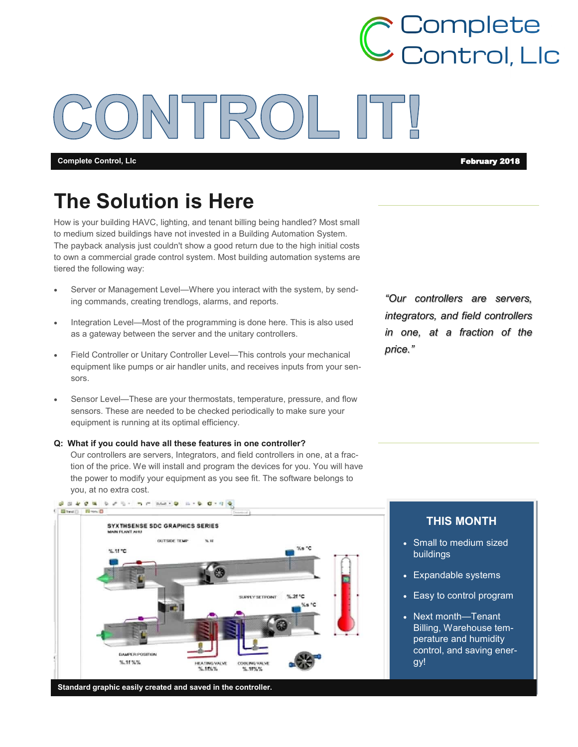Complete Control, Llc

# CONTROL IT!

**Complete Control, Llc** **February 2018**

## The Solution is Here

How is your building HAVC, lighting, and tenant billing being handled? Most small to medium sized buildings have not invested in a Building Automation System. The payback analysis just couldn't show a good return due to the high initial costs to own a commercial grade control system. Most building automation systems are tiered the following way:

- Server or Management Level—Where you interact with the system, by sending commands, creating trendlogs, alarms, and reports.
- Integration Level—Most of the programming is done here. This is also used as a gateway between the server and the unitary controllers.
- Field Controller or Unitary Controller Level—This controls your mechanical equipment like pumps or air handler units, and receives inputs from your sensors.
- Sensor Level—These are your thermostats, temperature, pressure, and flow sensors. These are needed to be checked periodically to make sure your equipment is running at its optimal efficiency.

**Q: What if you could have all these features in one controller?**

Our controllers are servers, Integrators, and field controllers in one, at a fraction of the price. We will install and program the devices for you. You will have the power to modify your equipment as you see fit. The software belongs to you, at no extra cost.

*"Our controllers are servers, integrators, and field controllers in one, at a fraction of the price."*

**Standard graphic easily created and saved in the controller.**

### THIS MONTH

- Small to medium sized buildings
- Expandable systems
- Easy to control program
- Next month—Tenant Billing, Warehouse temperature and humidity control, and saving energy!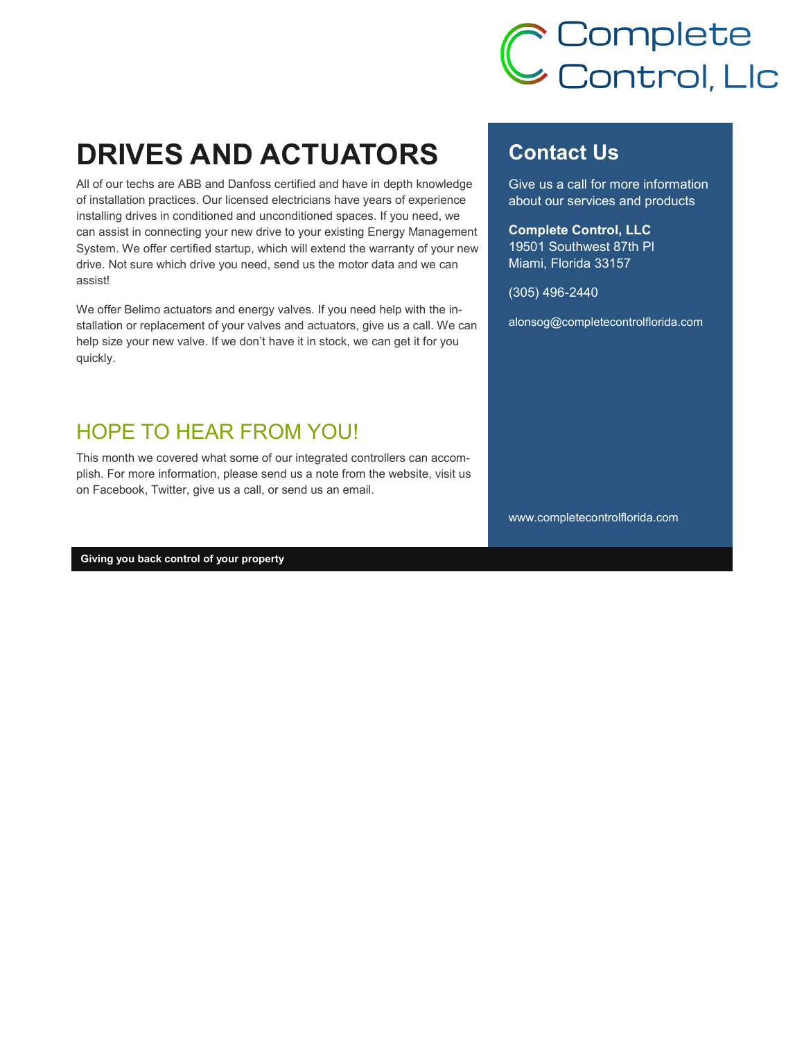Complete Control, Llc

# DRIVES AND ACTUATORS

All of our techs are ABB and Danfoss certified and have in depth knowledge of installation practices. Our licensed electricians have years of experience installing drives in conditioned and unconditioned spaces. If you need, we can assist in connecting your new drive to your existing Energy Management System. We offer certified startup, which will extend the warranty of your new drive. Not sure which drive you need, send us the motor data and we can assist!

We offer Belimo actuators and energy valves. If you need help with the installation or replacement of your valves and actuators, give us a call. We can help size your new valve. If we don't have it in stock, we can get it for you quickly.

## HOPE TO HEAR FROM YOU!

This month we covered what some of our integrated controllers can accomplish. For more information, please send us a note from the website, visit us on Facebook, Twitter, give us a call, or send us an email.

## Contact Us

Give us a call for more information about our services and products

**Complete Control, LLC**
19501 Southwest 87th Pl
Miami, Florida 33157

(305) 496-2440

alonsog@completecontrolflorida.com

www.completecontrolflorida.com

**Giving you back control of your property**